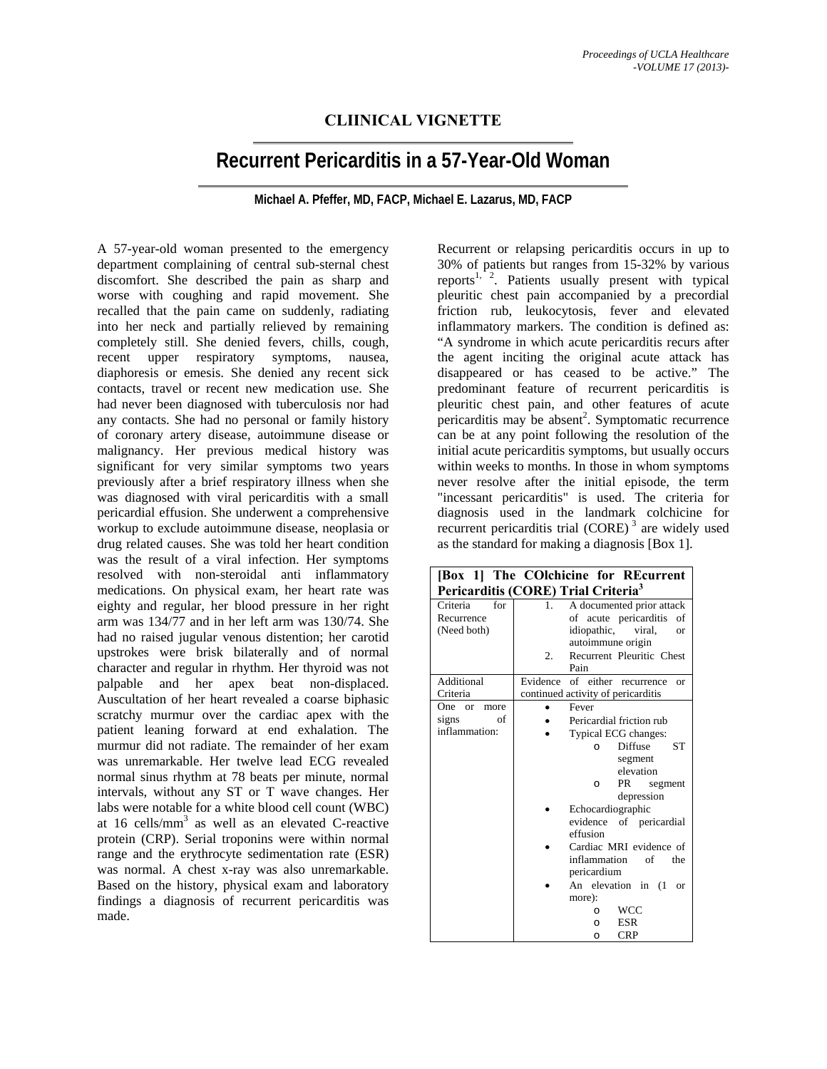## CLIINICAL VIGNETTE

# Recurrent Pericarditis in a 57-Year-Old Woman

**Michael A. Pfeffer, MD, FACP, Michael E. Lazarus, MD, FACP**

A 57-year-old woman presented to the emergency department complaining of central sub-sternal chest discomfort. She described the pain as sharp and worse with coughing and rapid movement. She recalled that the pain came on suddenly, radiating into her neck and partially relieved by remaining completely still. She denied fevers, chills, cough, recent upper respiratory symptoms, nausea, diaphoresis or emesis. She denied any recent sick contacts, travel or recent new medication use. She had never been diagnosed with tuberculosis nor had any contacts. She had no personal or family history of coronary artery disease, autoimmune disease or malignancy. Her previous medical history was significant for very similar symptoms two years previously after a brief respiratory illness when she was diagnosed with viral pericarditis with a small pericardial effusion. She underwent a comprehensive workup to exclude autoimmune disease, neoplasia or drug related causes. She was told her heart condition was the result of a viral infection. Her symptoms resolved with non-steroidal anti inflammatory medications. On physical exam, her heart rate was eighty and regular, her blood pressure in her right arm was 134/77 and in her left arm was 130/74. She had no raised jugular venous distention; her carotid upstrokes were brisk bilaterally and of normal character and regular in rhythm. Her thyroid was not palpable and her apex beat non-displaced. Auscultation of her heart revealed a coarse biphasic scratchy murmur over the cardiac apex with the patient leaning forward at end exhalation. The murmur did not radiate. The remainder of her exam was unremarkable. Her twelve lead ECG revealed normal sinus rhythm at 78 beats per minute, normal intervals, without any ST or T wave changes. Her labs were notable for a white blood cell count (WBC) at 16 cells/$mm^3$ as well as an elevated C-reactive protein (CRP). Serial troponins were within normal range and the erythrocyte sedimentation rate (ESR) was normal. A chest x-ray was also unremarkable. Based on the history, physical exam and laboratory findings a diagnosis of recurrent pericarditis was made.

Recurrent or relapsing pericarditis occurs in up to 30% of patients but ranges from 15-32% by various reports[1, 2]. Patients usually present with typical pleuritic chest pain accompanied by a precordial friction rub, leukocytosis, fever and elevated inflammatory markers. The condition is defined as: "A syndrome in which acute pericarditis recurs after the agent inciting the original acute attack has disappeared or has ceased to be active." The predominant feature of recurrent pericarditis is pleuritic chest pain, and other features of acute pericarditis may be absent[2]. Symptomatic recurrence can be at any point following the resolution of the initial acute pericarditis symptoms, but usually occurs within weeks to months. In those in whom symptoms never resolve after the initial episode, the term "incessant pericarditis" is used. The criteria for diagnosis used in the landmark colchicine for recurrent pericarditis trial (CORE) [3] are widely used as the standard for making a diagnosis [Box 1].

| **[Box 1] The COlchicine for REcurrent Pericarditis (CORE) Trial Criteria[3]** | |
|---|---|
| Criteria for Recurrence (Need both) | 1. A documented prior attack of acute pericarditis of idiopathic, viral, or autoimmune origin<br>2. Recurrent Pleuritic Chest Pain |
| Additional Criteria | Evidence of either recurrence or continued activity of pericarditis |
| One or more signs of inflammation: | • Fever<br>• Pericardial friction rub<br>• Typical ECG changes:<br>  o Diffuse ST segment elevation<br>  o PR segment depression<br>• Echocardiographic evidence of pericardial effusion<br>• Cardiac MRI evidence of inflammation of the pericardium<br>• An elevation in (1 or more):<br>  o WCC<br>  o ESR<br>  o CRP |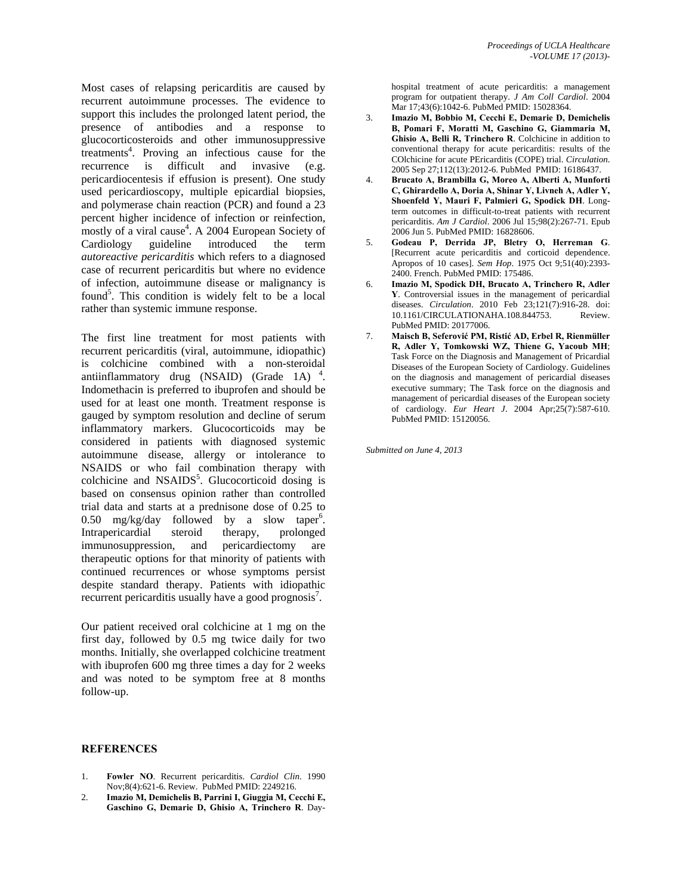Most cases of relapsing pericarditis are caused by recurrent autoimmune processes. The evidence to support this includes the prolonged latent period, the presence of antibodies and a response to glucocorticosteroids and other immunosuppressive treatments[4]. Proving an infectious cause for the recurrence is difficult and invasive (e.g. pericardiocentesis if effusion is present). One study used pericardioscopy, multiple epicardial biopsies, and polymerase chain reaction (PCR) and found a 23 percent higher incidence of infection or reinfection, mostly of a viral cause[4]. A 2004 European Society of Cardiology guideline introduced the term *autoreactive pericarditis* which refers to a diagnosed case of recurrent pericarditis but where no evidence of infection, autoimmune disease or malignancy is found[5]. This condition is widely felt to be a local rather than systemic immune response.

The first line treatment for most patients with recurrent pericarditis (viral, autoimmune, idiopathic) is colchicine combined with a non-steroidal antiinflammatory drug (NSAID) (Grade 1A) [4]. Indomethacin is preferred to ibuprofen and should be used for at least one month. Treatment response is gauged by symptom resolution and decline of serum inflammatory markers. Glucocorticoids may be considered in patients with diagnosed systemic autoimmune disease, allergy or intolerance to NSAIDS or who fail combination therapy with colchicine and NSAIDS[5]. Glucocorticoid dosing is based on consensus opinion rather than controlled trial data and starts at a prednisone dose of 0.25 to 0.50 mg/kg/day followed by a slow taper[6]. Intrapericardial steroid therapy, prolonged immunosuppression, and pericardiectomy are therapeutic options for that minority of patients with continued recurrences or whose symptoms persist despite standard therapy. Patients with idiopathic recurrent pericarditis usually have a good prognosis[7].

Our patient received oral colchicine at 1 mg on the first day, followed by 0.5 mg twice daily for two months. Initially, she overlapped colchicine treatment with ibuprofen 600 mg three times a day for 2 weeks and was noted to be symptom free at 8 months follow-up.

## REFERENCES

1. **Fowler NO**. Recurrent pericarditis. *Cardiol Clin*. 1990 Nov;8(4):621-6. Review. PubMed PMID: 2249216.
2. **Imazio M, Demichelis B, Parrini I, Giuggia M, Cecchi E, Gaschino G, Demarie D, Ghisio A, Trinchero R**. Day-hospital treatment of acute pericarditis: a management program for outpatient therapy. *J Am Coll Cardiol*. 2004 Mar 17;43(6):1042-6. PubMed PMID: 15028364.
3. **Imazio M, Bobbio M, Cecchi E, Demarie D, Demichelis B, Pomari F, Moratti M, Gaschino G, Giammaria M, Ghisio A, Belli R, Trinchero R**. Colchicine in addition to conventional therapy for acute pericarditis: results of the COlchicine for acute PEricarditis (COPE) trial. *Circulation*. 2005 Sep 27;112(13):2012-6. PubMed PMID: 16186437.
4. **Brucato A, Brambilla G, Moreo A, Alberti A, Munforti C, Ghirardello A, Doria A, Shinar Y, Livneh A, Adler Y, Shoenfeld Y, Mauri F, Palmieri G, Spodick DH**. Long-term outcomes in difficult-to-treat patients with recurrent pericarditis. *Am J Cardiol*. 2006 Jul 15;98(2):267-71. Epub 2006 Jun 5. PubMed PMID: 16828606.
5. **Godeau P, Derrida JP, Bletry O, Herreman G**. [Recurrent acute pericarditis and corticoid dependence. Apropos of 10 cases]. *Sem Hop*. 1975 Oct 9;51(40):2393-2400. French. PubMed PMID: 175486.
6. **Imazio M, Spodick DH, Brucato A, Trinchero R, Adler Y**. Controversial issues in the management of pericardial diseases. *Circulation*. 2010 Feb 23;121(7):916-28. doi: 10.1161/CIRCULATIONAHA.108.844753. Review. PubMed PMID: 20177006.
7. **Maisch B, Seferović PM, Ristić AD, Erbel R, Rienmüller R, Adler Y, Tomkowski WZ, Thiene G, Yacoub MH**; Task Force on the Diagnosis and Management of Pricardial Diseases of the European Society of Cardiology. Guidelines on the diagnosis and management of pericardial diseases executive summary; The Task force on the diagnosis and management of pericardial diseases of the European society of cardiology. *Eur Heart J*. 2004 Apr;25(7):587-610. PubMed PMID: 15120056.

*Submitted on June 4, 2013*